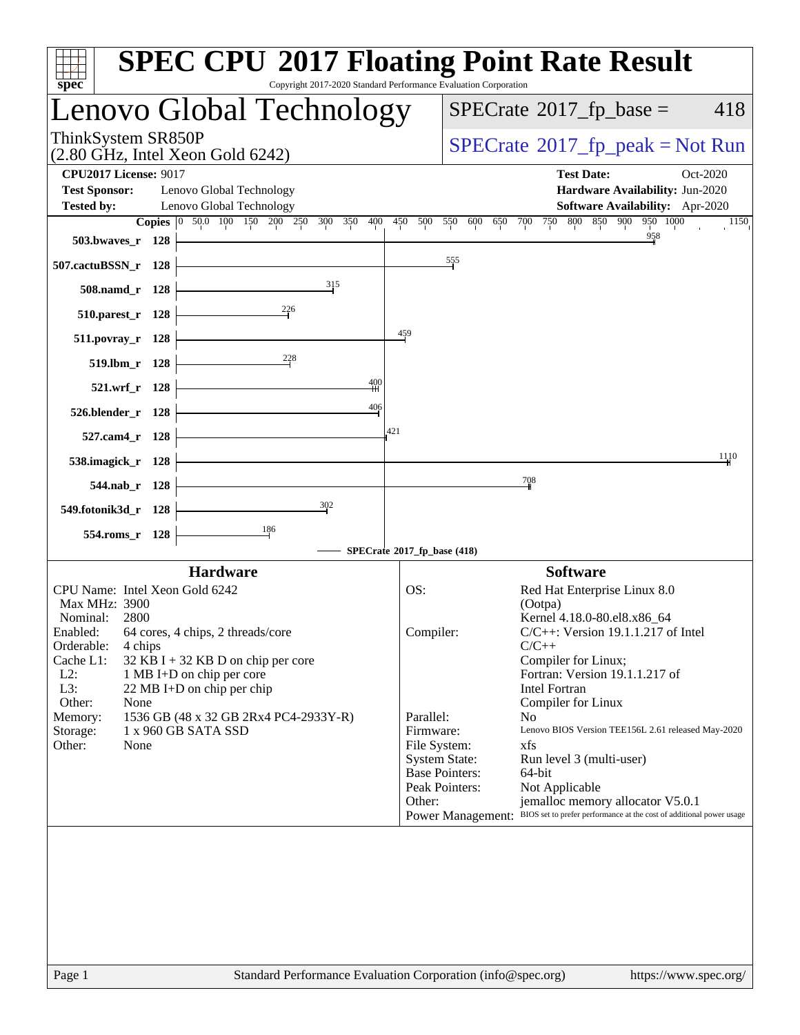# SPEC CPU 2017 Floating Point Rate Result

Copyright 2017-2020 Standard Performance Evaluation Corporation

## Lenovo Global Technology

ThinkSystem SR850P
(2.80 GHz, Intel Xeon Gold 6242)

SPECrate 2017_fp_base = 418

SPECrate 2017_fp_peak = Not Run

**CPU2017 License:** 9017
**Test Sponsor:** Lenovo Global Technology
**Tested by:** Lenovo Global Technology

**Test Date:** Oct-2020
**Hardware Availability:** Jun-2020
**Software Availability:** Apr-2020

| Benchmark | Copies | SPECrate 2017_fp_base |
|---|---|---|
| 503.bwaves_r | 128 | 958 |
| 507.cactuBSSN_r | 128 | 555 |
| 508.namd_r | 128 | 315 |
| 510.parest_r | 128 | 226 |
| 511.povray_r | 128 | 459 |
| 519.lbm_r | 128 | 228 |
| 521.wrf_r | 128 | 400 |
| 526.blender_r | 128 | 406 |
| 527.cam4_r | 128 | 421 |
| 538.imagick_r | 128 | 1110 |
| 544.nab_r | 128 | 708 |
| 549.fotonik3d_r | 128 | 302 |
| 554.roms_r | 128 | 186 |

SPECrate 2017_fp_base (418)

### Hardware

| | |
|---|---|
| CPU Name: | Intel Xeon Gold 6242 |
| Max MHz: | 3900 |
| Nominal: | 2800 |
| Enabled: | 64 cores, 4 chips, 2 threads/core |
| Orderable: | 4 chips |
| Cache L1: | 32 KB I + 32 KB D on chip per core |
| L2: | 1 MB I+D on chip per core |
| L3: | 22 MB I+D on chip per chip |
| Other: | None |
| Memory: | 1536 GB (48 x 32 GB 2Rx4 PC4-2933Y-R) |
| Storage: | 1 x 960 GB SATA SSD |
| Other: | None |

### Software

| | |
|---|---|
| OS: | Red Hat Enterprise Linux 8.0 (Ootpa) Kernel 4.18.0-80.el8.x86_64 |
| Compiler: | C/C++: Version 19.1.1.217 of Intel C/C++ Compiler for Linux; Fortran: Version 19.1.1.217 of Intel Fortran Compiler for Linux |
| Parallel: | No |
| Firmware: | Lenovo BIOS Version TEE156L 2.61 released May-2020 |
| File System: | xfs |
| System State: | Run level 3 (multi-user) |
| Base Pointers: | 64-bit |
| Peak Pointers: | Not Applicable |
| Other: | jemalloc memory allocator V5.0.1 |
| Power Management: | BIOS set to prefer performance at the cost of additional power usage |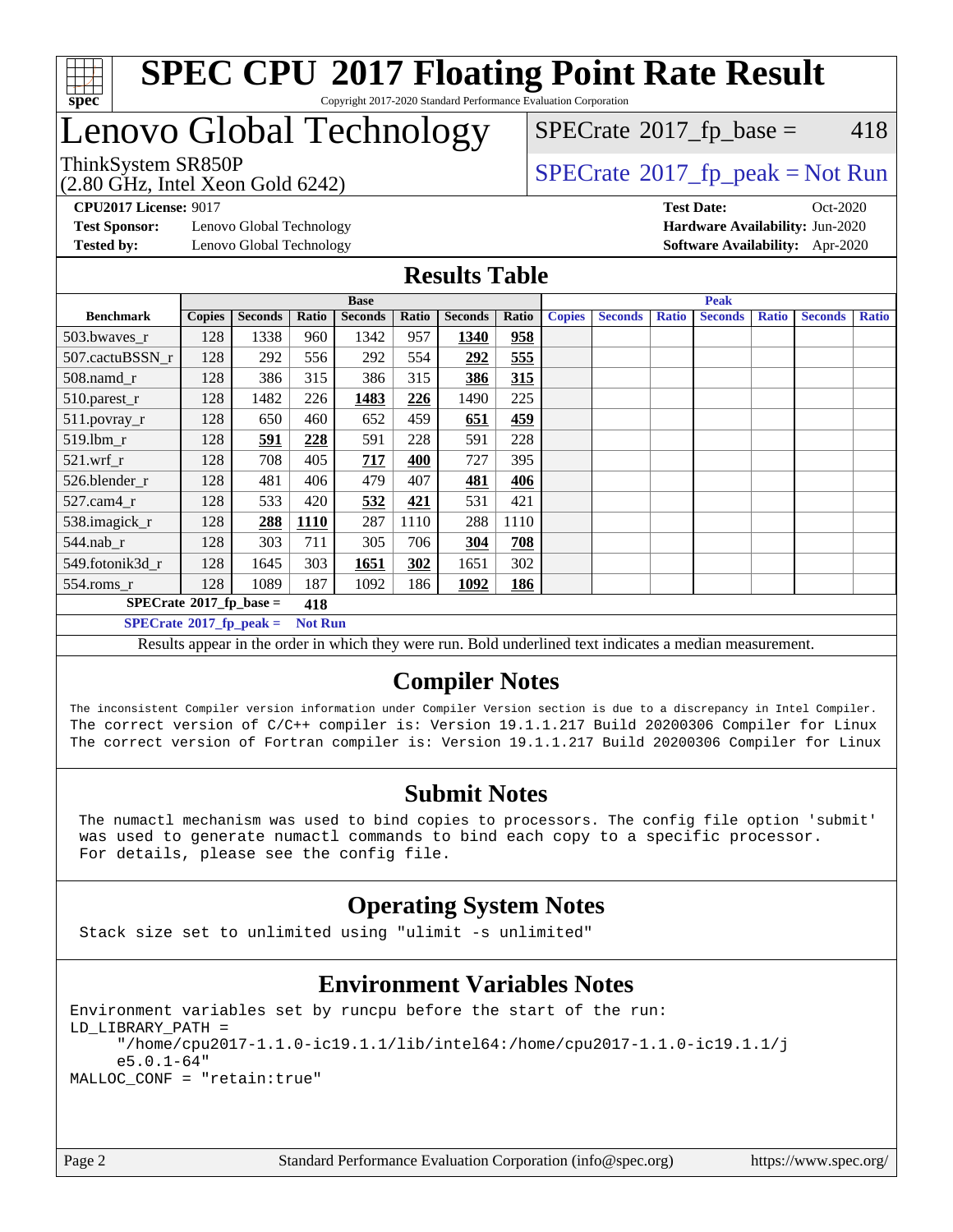# SPEC CPU 2017 Floating Point Rate Result

Copyright 2017-2020 Standard Performance Evaluation Corporation

# Lenovo Global Technology

ThinkSystem SR850P
(2.80 GHz, Intel Xeon Gold 6242)

SPECrate 2017_fp_base = 418

SPECrate 2017_fp_peak = Not Run

**CPU2017 License:** 9017
**Test Sponsor:** Lenovo Global Technology
**Tested by:** Lenovo Global Technology

**Test Date:** Oct-2020
**Hardware Availability:** Jun-2020
**Software Availability:** Apr-2020

## Results Table

| | Base | | | | | | | Peak | | | | | | |
|---|---|---|---|---|---|---|---|---|---|---|---|---|---|---|
| **Benchmark** | **Copies** | **Seconds** | **Ratio** | **Seconds** | **Ratio** | **Seconds** | **Ratio** | **Copies** | **Seconds** | **Ratio** | **Seconds** | **Ratio** | **Seconds** | **Ratio** |
| 503.bwaves_r | 128 | 1338 | 960 | 1342 | 957 | **1340** | **958** | | | | | | | |
| 507.cactuBSSN_r | 128 | 292 | 556 | 292 | 554 | **292** | **555** | | | | | | | |
| 508.namd_r | 128 | 386 | 315 | 386 | 315 | **386** | **315** | | | | | | | |
| 510.parest_r | 128 | 1482 | 226 | **1483** | **226** | 1490 | 225 | | | | | | | |
| 511.povray_r | 128 | 650 | 460 | 652 | 459 | **651** | **459** | | | | | | | |
| 519.lbm_r | 128 | **591** | **228** | 591 | 228 | 591 | 228 | | | | | | | |
| 521.wrf_r | 128 | 708 | 405 | **717** | **400** | 727 | 395 | | | | | | | |
| 526.blender_r | 128 | 481 | 406 | 479 | 407 | **481** | **406** | | | | | | | |
| 527.cam4_r | 128 | 533 | 420 | **532** | **421** | 531 | 421 | | | | | | | |
| 538.imagick_r | 128 | **288** | **1110** | 287 | 1110 | 288 | 1110 | | | | | | | |
| 544.nab_r | 128 | 303 | 711 | 305 | 706 | **304** | **708** | | | | | | | |
| 549.fotonik3d_r | 128 | 1645 | 303 | **1651** | **302** | 1651 | 302 | | | | | | | |
| 554.roms_r | 128 | 1089 | 187 | 1092 | 186 | **1092** | **186** | | | | | | | |

**SPECrate 2017_fp_base = 418**

**SPECrate 2017_fp_peak = Not Run**

Results appear in the order in which they were run. Bold underlined text indicates a median measurement.

## Compiler Notes

```
The inconsistent Compiler version information under Compiler Version section is due to a discrepancy in Intel Compiler.
The correct version of C/C++ compiler is: Version 19.1.1.217 Build 20200306 Compiler for Linux
The correct version of Fortran compiler is: Version 19.1.1.217 Build 20200306 Compiler for Linux
```

## Submit Notes

```
The numactl mechanism was used to bind copies to processors. The config file option 'submit'
was used to generate numactl commands to bind each copy to a specific processor.
For details, please see the config file.
```

## Operating System Notes

```
Stack size set to unlimited using "ulimit -s unlimited"
```

## Environment Variables Notes

```
Environment variables set by runcpu before the start of the run:
LD_LIBRARY_PATH =
     "/home/cpu2017-1.1.0-ic19.1.1/lib/intel64:/home/cpu2017-1.1.0-ic19.1.1/j
     e5.0.1-64"
MALLOC_CONF = "retain:true"
```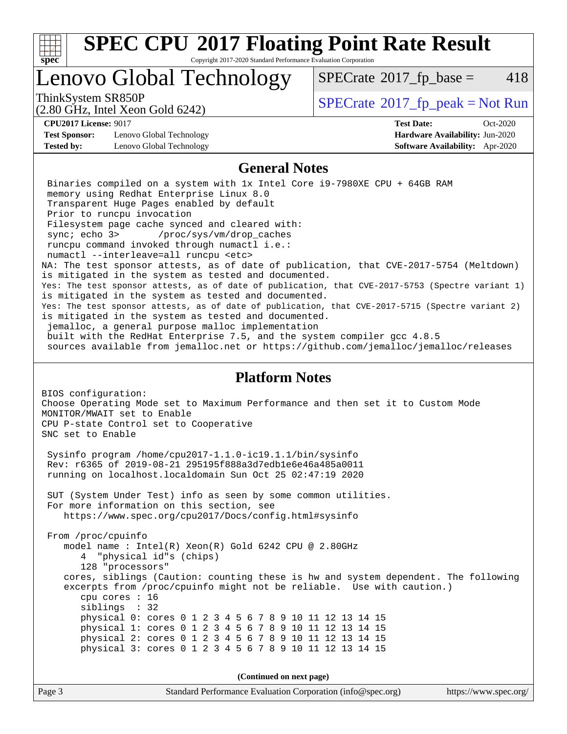# SPEC CPU 2017 Floating Point Rate Result

Copyright 2017-2020 Standard Performance Evaluation Corporation

## Lenovo Global Technology

ThinkSystem SR850P
(2.80 GHz, Intel Xeon Gold 6242)

SPECrate 2017_fp_base = 418

SPECrate 2017_fp_peak = Not Run

**CPU2017 License:** 9017
**Test Sponsor:** Lenovo Global Technology
**Tested by:** Lenovo Global Technology

**Test Date:** Oct-2020
**Hardware Availability:** Jun-2020
**Software Availability:** Apr-2020

### General Notes

```
 Binaries compiled on a system with 1x Intel Core i9-7980XE CPU + 64GB RAM
 memory using Redhat Enterprise Linux 8.0
 Transparent Huge Pages enabled by default
 Prior to runcpu invocation
 Filesystem page cache synced and cleared with:
 sync; echo 3>       /proc/sys/vm/drop_caches
 runcpu command invoked through numactl i.e.:
 numactl --interleave=all runcpu <etc>
NA: The test sponsor attests, as of date of publication, that CVE-2017-5754 (Meltdown)
is mitigated in the system as tested and documented.
Yes: The test sponsor attests, as of date of publication, that CVE-2017-5753 (Spectre variant 1)
is mitigated in the system as tested and documented.
Yes: The test sponsor attests, as of date of publication, that CVE-2017-5715 (Spectre variant 2)
is mitigated in the system as tested and documented.
 jemalloc, a general purpose malloc implementation
 built with the RedHat Enterprise 7.5, and the system compiler gcc 4.8.5
 sources available from jemalloc.net or https://github.com/jemalloc/jemalloc/releases
```

### Platform Notes

```
BIOS configuration:
Choose Operating Mode set to Maximum Performance and then set it to Custom Mode
MONITOR/MWAIT set to Enable
CPU P-state Control set to Cooperative
SNC set to Enable

 Sysinfo program /home/cpu2017-1.1.0-ic19.1.1/bin/sysinfo
 Rev: r6365 of 2019-08-21 295195f888a3d7edb1e6e46a485a0011
 running on localhost.localdomain Sun Oct 25 02:47:19 2020

 SUT (System Under Test) info as seen by some common utilities.
 For more information on this section, see
    https://www.spec.org/cpu2017/Docs/config.html#sysinfo

 From /proc/cpuinfo
    model name : Intel(R) Xeon(R) Gold 6242 CPU @ 2.80GHz
       4  "physical id"s (chips)
       128 "processors"
    cores, siblings (Caution: counting these is hw and system dependent. The following
    excerpts from /proc/cpuinfo might not be reliable.  Use with caution.)
       cpu cores : 16
       siblings  : 32
       physical 0: cores 0 1 2 3 4 5 6 7 8 9 10 11 12 13 14 15
       physical 1: cores 0 1 2 3 4 5 6 7 8 9 10 11 12 13 14 15
       physical 2: cores 0 1 2 3 4 5 6 7 8 9 10 11 12 13 14 15
       physical 3: cores 0 1 2 3 4 5 6 7 8 9 10 11 12 13 14 15
```

**(Continued on next page)**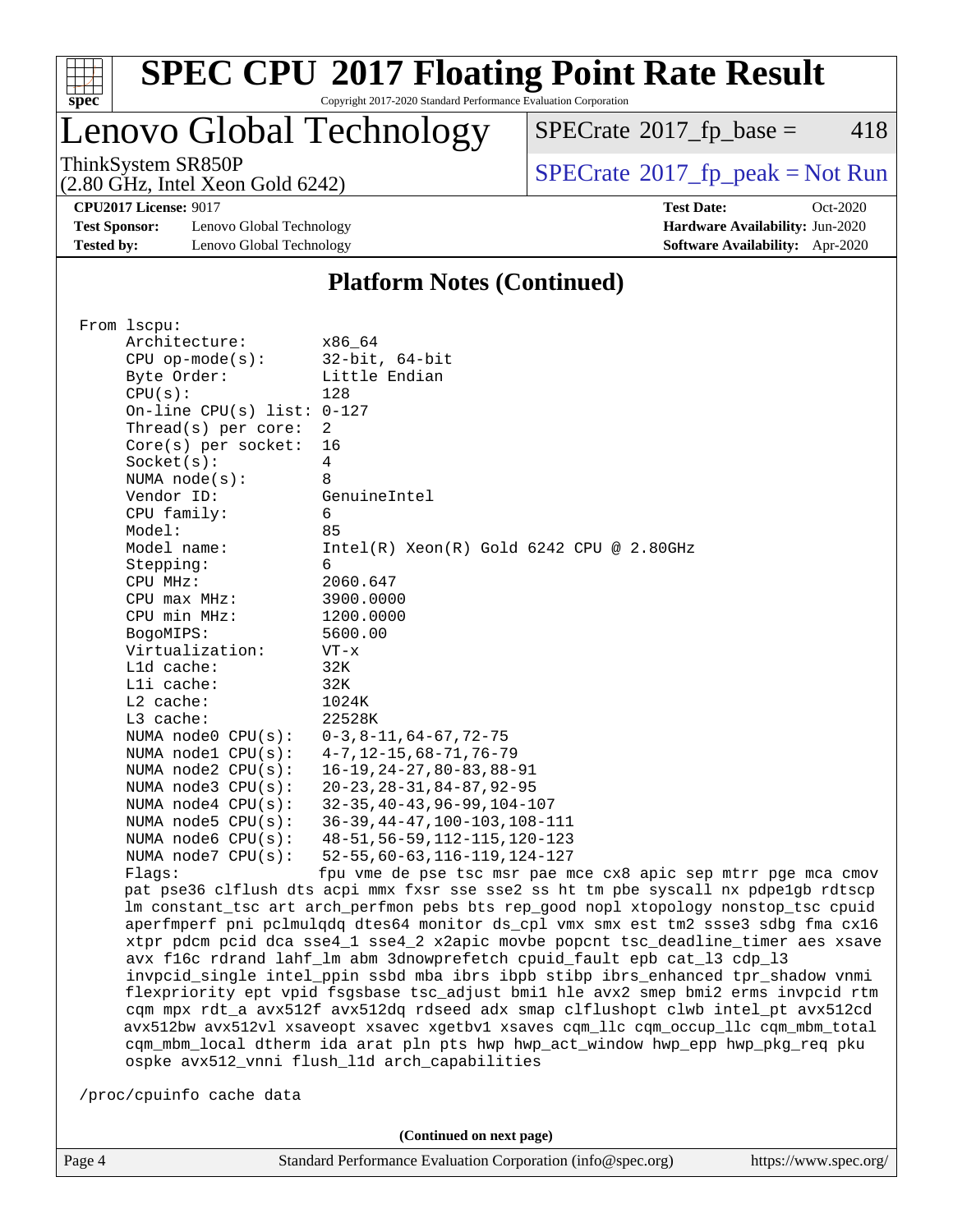## Platform Notes (Continued)

```
From lscpu:
     Architecture:        x86_64
     CPU op-mode(s):      32-bit, 64-bit
     Byte Order:          Little Endian
     CPU(s):              128
     On-line CPU(s) list: 0-127
     Thread(s) per core:  2
     Core(s) per socket:  16
     Socket(s):           4
     NUMA node(s):        8
     Vendor ID:           GenuineIntel
     CPU family:          6
     Model:               85
     Model name:          Intel(R) Xeon(R) Gold 6242 CPU @ 2.80GHz
     Stepping:            6
     CPU MHz:             2060.647
     CPU max MHz:         3900.0000
     CPU min MHz:         1200.0000
     BogoMIPS:            5600.00
     Virtualization:      VT-x
     L1d cache:           32K
     L1i cache:           32K
     L2 cache:            1024K
     L3 cache:            22528K
     NUMA node0 CPU(s):   0-3,8-11,64-67,72-75
     NUMA node1 CPU(s):   4-7,12-15,68-71,76-79
     NUMA node2 CPU(s):   16-19,24-27,80-83,88-91
     NUMA node3 CPU(s):   20-23,28-31,84-87,92-95
     NUMA node4 CPU(s):   32-35,40-43,96-99,104-107
     NUMA node5 CPU(s):   36-39,44-47,100-103,108-111
     NUMA node6 CPU(s):   48-51,56-59,112-115,120-123
     NUMA node7 CPU(s):   52-55,60-63,116-119,124-127
     Flags:               fpu vme de pse tsc msr pae mce cx8 apic sep mtrr pge mca cmov
     pat pse36 clflush dts acpi mmx fxsr sse sse2 ss ht tm pbe syscall nx pdpe1gb rdtscp
     lm constant_tsc art arch_perfmon pebs bts rep_good nopl xtopology nonstop_tsc cpuid
     aperfmperf pni pclmulqdq dtes64 monitor ds_cpl vmx smx est tm2 ssse3 sdbg fma cx16
     xtpr pdcm pcid dca sse4_1 sse4_2 x2apic movbe popcnt tsc_deadline_timer aes xsave
     avx f16c rdrand lahf_lm abm 3dnowprefetch cpuid_fault epb cat_l3 cdp_l3
     invpcid_single intel_ppin ssbd mba ibrs ibpb stibp ibrs_enhanced tpr_shadow vnmi
     flexpriority ept vpid fsgsbase tsc_adjust bmi1 hle avx2 smep bmi2 erms invpcid rtm
     cqm mpx rdt_a avx512f avx512dq rdseed adx smap clflushopt clwb intel_pt avx512cd
     avx512bw avx512vl xsaveopt xsavec xgetbv1 xsaves cqm_llc cqm_occup_llc cqm_mbm_total
     cqm_mbm_local dtherm ida arat pln pts hwp hwp_act_window hwp_epp hwp_pkg_req pku
     ospke avx512_vnni flush_l1d arch_capabilities

 /proc/cpuinfo cache data
```

(Continued on next page)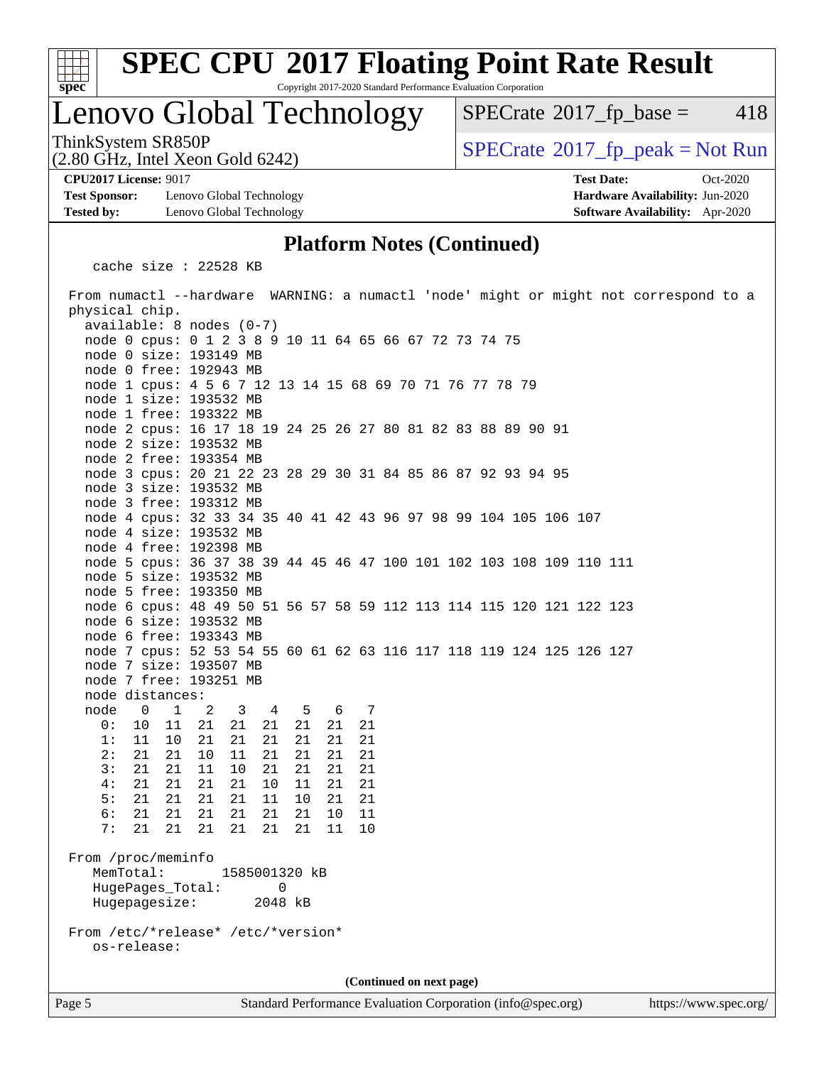# SPEC CPU 2017 Floating Point Rate Result

Copyright 2017-2020 Standard Performance Evaluation Corporation

## Lenovo Global Technology

ThinkSystem SR850P
(2.80 GHz, Intel Xeon Gold 6242)

SPECrate 2017_fp_base = 418

SPECrate 2017_fp_peak = Not Run

**CPU2017 License:** 9017
**Test Sponsor:** Lenovo Global Technology
**Tested by:** Lenovo Global Technology

**Test Date:** Oct-2020
**Hardware Availability:** Jun-2020
**Software Availability:** Apr-2020

### Platform Notes (Continued)

```
    cache size : 22528 KB

 From numactl --hardware  WARNING: a numactl 'node' might or might not correspond to a
 physical chip.
   available: 8 nodes (0-7)
   node 0 cpus: 0 1 2 3 8 9 10 11 64 65 66 67 72 73 74 75
   node 0 size: 193149 MB
   node 0 free: 192943 MB
   node 1 cpus: 4 5 6 7 12 13 14 15 68 69 70 71 76 77 78 79
   node 1 size: 193532 MB
   node 1 free: 193322 MB
   node 2 cpus: 16 17 18 19 24 25 26 27 80 81 82 83 88 89 90 91
   node 2 size: 193532 MB
   node 2 free: 193354 MB
   node 3 cpus: 20 21 22 23 28 29 30 31 84 85 86 87 92 93 94 95
   node 3 size: 193532 MB
   node 3 free: 193312 MB
   node 4 cpus: 32 33 34 35 40 41 42 43 96 97 98 99 104 105 106 107
   node 4 size: 193532 MB
   node 4 free: 192398 MB
   node 5 cpus: 36 37 38 39 44 45 46 47 100 101 102 103 108 109 110 111
   node 5 size: 193532 MB
   node 5 free: 193350 MB
   node 6 cpus: 48 49 50 51 56 57 58 59 112 113 114 115 120 121 122 123
   node 6 size: 193532 MB
   node 6 free: 193343 MB
   node 7 cpus: 52 53 54 55 60 61 62 63 116 117 118 119 124 125 126 127
   node 7 size: 193507 MB
   node 7 free: 193251 MB
   node distances:
   node   0   1   2   3   4   5   6   7
     0:  10  11  21  21  21  21  21  21
     1:  11  10  21  21  21  21  21  21
     2:  21  21  10  11  21  21  21  21
     3:  21  21  11  10  21  21  21  21
     4:  21  21  21  21  10  11  21  21
     5:  21  21  21  21  11  10  21  21
     6:  21  21  21  21  21  21  10  11
     7:  21  21  21  21  21  21  11  10

 From /proc/meminfo
    MemTotal:       1585001320 kB
    HugePages_Total:       0
    Hugepagesize:       2048 kB

 From /etc/*release* /etc/*version*
    os-release:
```

(Continued on next page)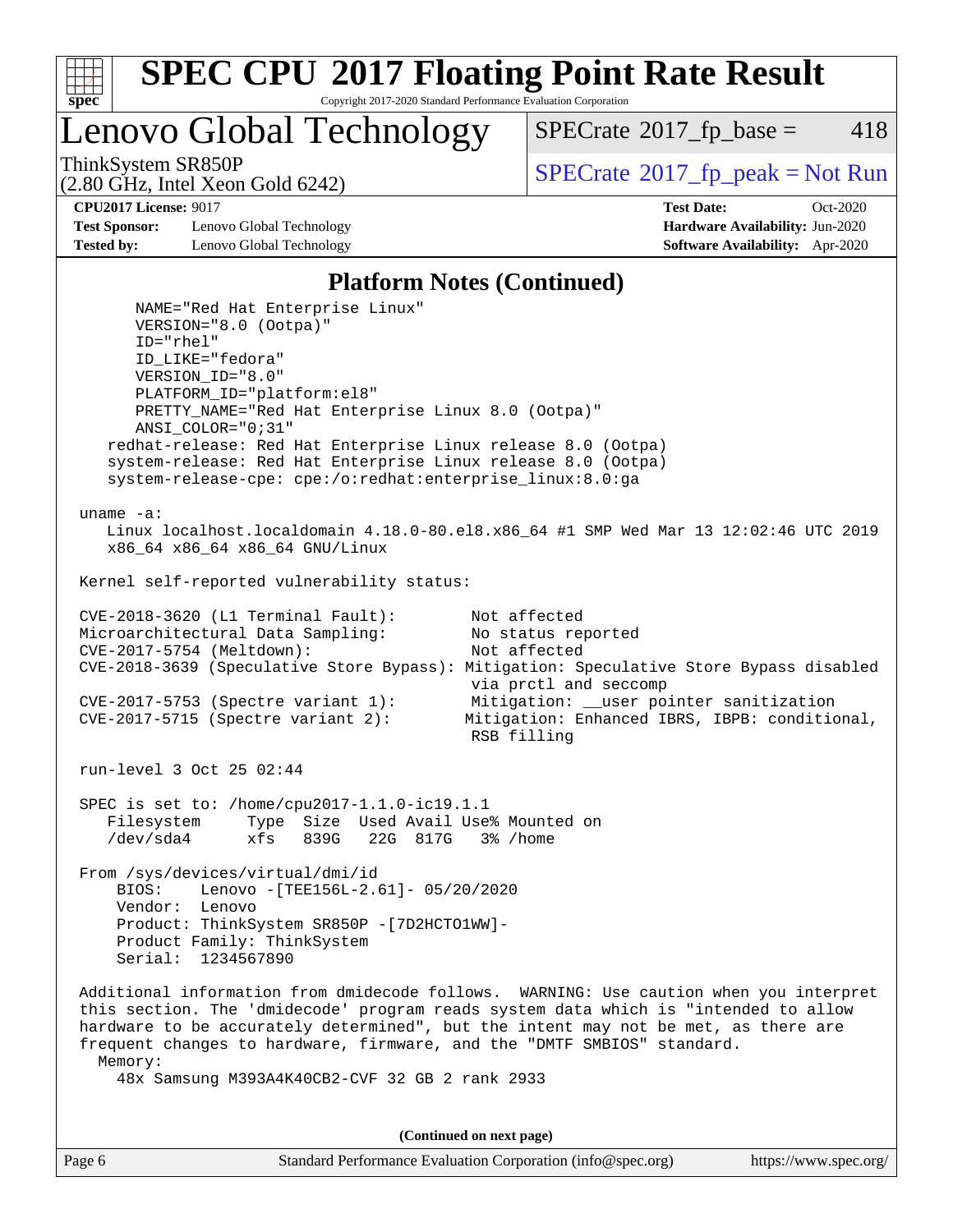## Platform Notes (Continued)

```
      NAME="Red Hat Enterprise Linux"
      VERSION="8.0 (Ootpa)"
      ID="rhel"
      ID_LIKE="fedora"
      VERSION_ID="8.0"
      PLATFORM_ID="platform:el8"
      PRETTY_NAME="Red Hat Enterprise Linux 8.0 (Ootpa)"
      ANSI_COLOR="0;31"
   redhat-release: Red Hat Enterprise Linux release 8.0 (Ootpa)
   system-release: Red Hat Enterprise Linux release 8.0 (Ootpa)
   system-release-cpe: cpe:/o:redhat:enterprise_linux:8.0:ga

uname -a:
   Linux localhost.localdomain 4.18.0-80.el8.x86_64 #1 SMP Wed Mar 13 12:02:46 UTC 2019
   x86_64 x86_64 x86_64 GNU/Linux

Kernel self-reported vulnerability status:

CVE-2018-3620 (L1 Terminal Fault):        Not affected
Microarchitectural Data Sampling:         No status reported
CVE-2017-5754 (Meltdown):                 Not affected
CVE-2018-3639 (Speculative Store Bypass): Mitigation: Speculative Store Bypass disabled
                                          via prctl and seccomp
CVE-2017-5753 (Spectre variant 1):        Mitigation: __user pointer sanitization
CVE-2017-5715 (Spectre variant 2):        Mitigation: Enhanced IBRS, IBPB: conditional,
                                          RSB filling

run-level 3 Oct 25 02:44

SPEC is set to: /home/cpu2017-1.1.0-ic19.1.1
   Filesystem     Type  Size  Used Avail Use% Mounted on
   /dev/sda4      xfs   839G   22G  817G   3% /home

From /sys/devices/virtual/dmi/id
    BIOS:    Lenovo -[TEE156L-2.61]- 05/20/2020
    Vendor:  Lenovo
    Product: ThinkSystem SR850P -[7D2HCTO1WW]-
    Product Family: ThinkSystem
    Serial:  1234567890

Additional information from dmidecode follows.  WARNING: Use caution when you interpret
this section. The 'dmidecode' program reads system data which is "intended to allow
hardware to be accurately determined", but the intent may not be met, as there are
frequent changes to hardware, firmware, and the "DMTF SMBIOS" standard.
  Memory:
    48x Samsung M393A4K40CB2-CVF 32 GB 2 rank 2933
```

(Continued on next page)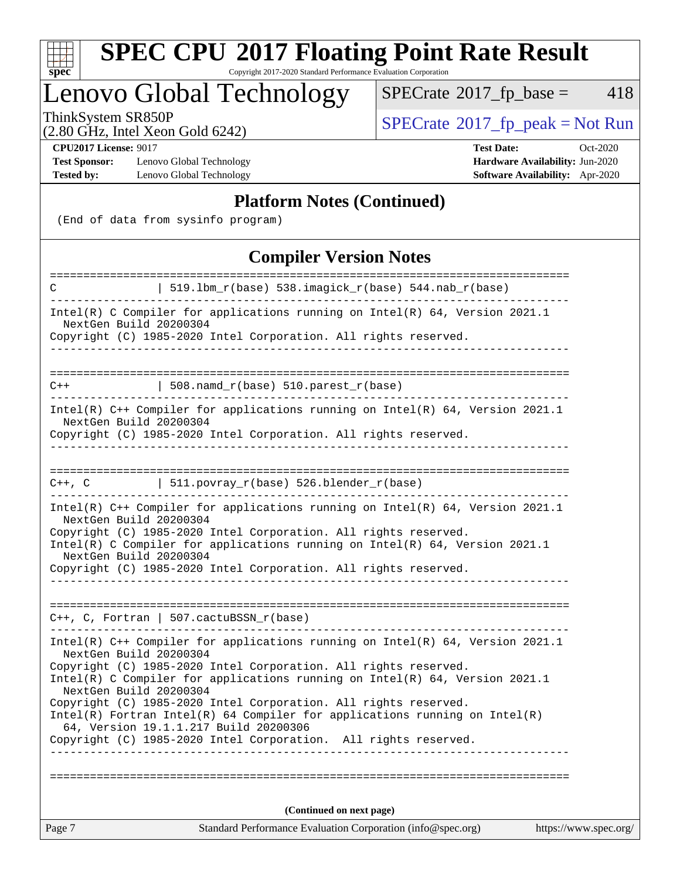## Platform Notes (Continued)

```
(End of data from sysinfo program)
```

## Compiler Version Notes

```
==============================================================================
C               | 519.lbm_r(base) 538.imagick_r(base) 544.nab_r(base)
------------------------------------------------------------------------------
Intel(R) C Compiler for applications running on Intel(R) 64, Version 2021.1
  NextGen Build 20200304
Copyright (C) 1985-2020 Intel Corporation. All rights reserved.
------------------------------------------------------------------------------

==============================================================================
C++             | 508.namd_r(base) 510.parest_r(base)
------------------------------------------------------------------------------
Intel(R) C++ Compiler for applications running on Intel(R) 64, Version 2021.1
  NextGen Build 20200304
Copyright (C) 1985-2020 Intel Corporation. All rights reserved.
------------------------------------------------------------------------------

==============================================================================
C++, C          | 511.povray_r(base) 526.blender_r(base)
------------------------------------------------------------------------------
Intel(R) C++ Compiler for applications running on Intel(R) 64, Version 2021.1
  NextGen Build 20200304
Copyright (C) 1985-2020 Intel Corporation. All rights reserved.
Intel(R) C Compiler for applications running on Intel(R) 64, Version 2021.1
  NextGen Build 20200304
Copyright (C) 1985-2020 Intel Corporation. All rights reserved.
------------------------------------------------------------------------------

==============================================================================
C++, C, Fortran | 507.cactuBSSN_r(base)
------------------------------------------------------------------------------
Intel(R) C++ Compiler for applications running on Intel(R) 64, Version 2021.1
  NextGen Build 20200304
Copyright (C) 1985-2020 Intel Corporation. All rights reserved.
Intel(R) C Compiler for applications running on Intel(R) 64, Version 2021.1
  NextGen Build 20200304
Copyright (C) 1985-2020 Intel Corporation. All rights reserved.
Intel(R) Fortran Intel(R) 64 Compiler for applications running on Intel(R)
  64, Version 19.1.1.217 Build 20200306
Copyright (C) 1985-2020 Intel Corporation.  All rights reserved.
------------------------------------------------------------------------------

==============================================================================
```

(Continued on next page)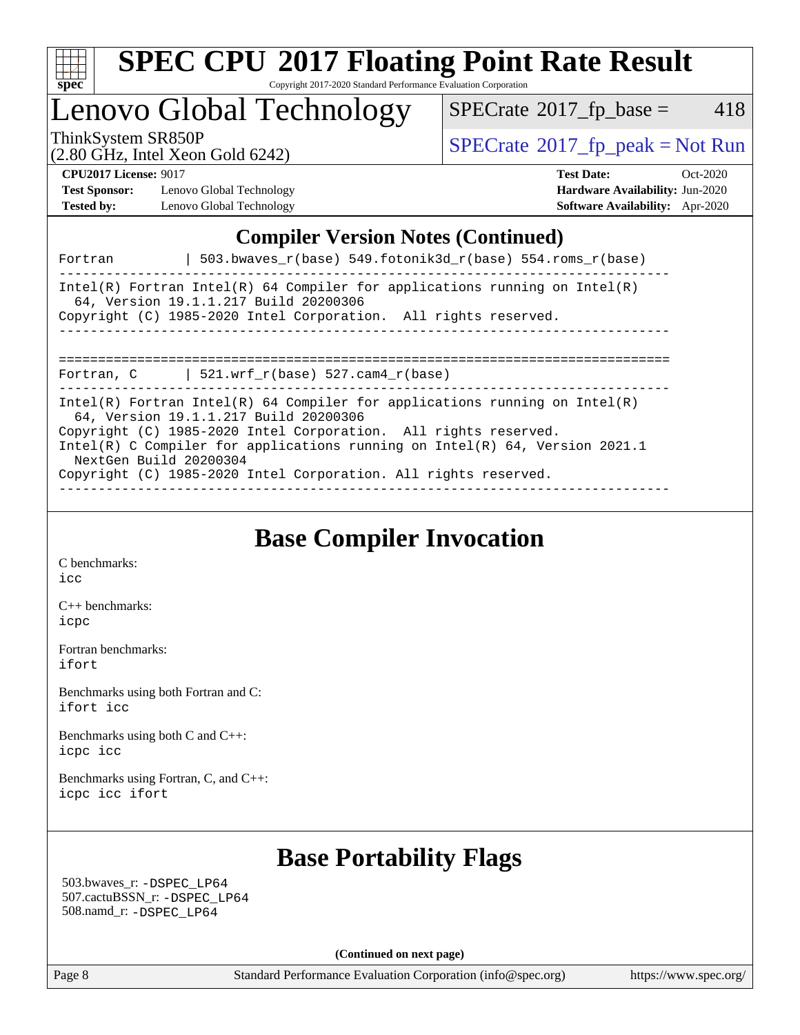## Compiler Version Notes (Continued)

```
Fortran         | 503.bwaves_r(base) 549.fotonik3d_r(base) 554.roms_r(base)
------------------------------------------------------------------------------
Intel(R) Fortran Intel(R) 64 Compiler for applications running on Intel(R)
  64, Version 19.1.1.217 Build 20200306
Copyright (C) 1985-2020 Intel Corporation.  All rights reserved.
------------------------------------------------------------------------------

==============================================================================
Fortran, C      | 521.wrf_r(base) 527.cam4_r(base)
------------------------------------------------------------------------------
Intel(R) Fortran Intel(R) 64 Compiler for applications running on Intel(R)
  64, Version 19.1.1.217 Build 20200306
Copyright (C) 1985-2020 Intel Corporation.  All rights reserved.
Intel(R) C Compiler for applications running on Intel(R) 64, Version 2021.1
  NextGen Build 20200304
Copyright (C) 1985-2020 Intel Corporation. All rights reserved.
------------------------------------------------------------------------------
```

## Base Compiler Invocation

C benchmarks:
icc

C++ benchmarks:
icpc

Fortran benchmarks:
ifort

Benchmarks using both Fortran and C:
ifort icc

Benchmarks using both C and C++:
icpc icc

Benchmarks using Fortran, C, and C++:
icpc icc ifort

## Base Portability Flags

503.bwaves_r: -DSPEC_LP64
507.cactuBSSN_r: -DSPEC_LP64
508.namd_r: -DSPEC_LP64

**(Continued on next page)**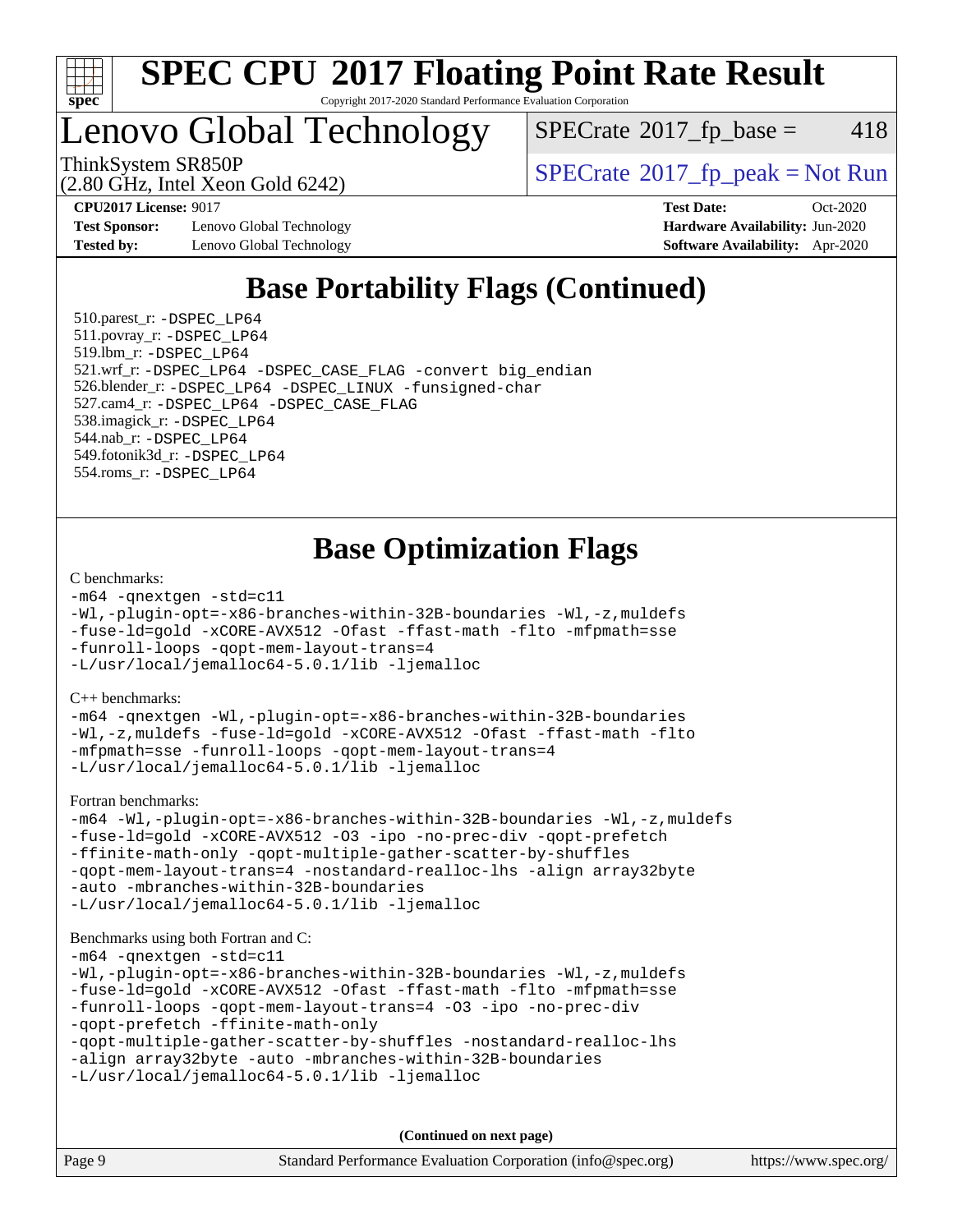# SPEC CPU 2017 Floating Point Rate Result

Copyright 2017-2020 Standard Performance Evaluation Corporation

## Lenovo Global Technology

ThinkSystem SR850P
(2.80 GHz, Intel Xeon Gold 6242)

SPECrate 2017_fp_base = 418

SPECrate 2017_fp_peak = Not Run

**CPU2017 License:** 9017
**Test Sponsor:** Lenovo Global Technology
**Tested by:** Lenovo Global Technology

**Test Date:** Oct-2020
**Hardware Availability:** Jun-2020
**Software Availability:** Apr-2020

## Base Portability Flags (Continued)

510.parest_r: -DSPEC_LP64
511.povray_r: -DSPEC_LP64
519.lbm_r: -DSPEC_LP64
521.wrf_r: -DSPEC_LP64 -DSPEC_CASE_FLAG -convert big_endian
526.blender_r: -DSPEC_LP64 -DSPEC_LINUX -funsigned-char
527.cam4_r: -DSPEC_LP64 -DSPEC_CASE_FLAG
538.imagick_r: -DSPEC_LP64
544.nab_r: -DSPEC_LP64
549.fotonik3d_r: -DSPEC_LP64
554.roms_r: -DSPEC_LP64

## Base Optimization Flags

C benchmarks:

```
-m64 -qnextgen -std=c11
-Wl,-plugin-opt=-x86-branches-within-32B-boundaries -Wl,-z,muldefs
-fuse-ld=gold -xCORE-AVX512 -Ofast -ffast-math -flto -mfpmath=sse
-funroll-loops -qopt-mem-layout-trans=4
-L/usr/local/jemalloc64-5.0.1/lib -ljemalloc
```

C++ benchmarks:

```
-m64 -qnextgen -Wl,-plugin-opt=-x86-branches-within-32B-boundaries
-Wl,-z,muldefs -fuse-ld=gold -xCORE-AVX512 -Ofast -ffast-math -flto
-mfpmath=sse -funroll-loops -qopt-mem-layout-trans=4
-L/usr/local/jemalloc64-5.0.1/lib -ljemalloc
```

Fortran benchmarks:

```
-m64 -Wl,-plugin-opt=-x86-branches-within-32B-boundaries -Wl,-z,muldefs
-fuse-ld=gold -xCORE-AVX512 -O3 -ipo -no-prec-div -qopt-prefetch
-ffinite-math-only -qopt-multiple-gather-scatter-by-shuffles
-qopt-mem-layout-trans=4 -nostandard-realloc-lhs -align array32byte
-auto -mbranches-within-32B-boundaries
-L/usr/local/jemalloc64-5.0.1/lib -ljemalloc
```

Benchmarks using both Fortran and C:

```
-m64 -qnextgen -std=c11
-Wl,-plugin-opt=-x86-branches-within-32B-boundaries -Wl,-z,muldefs
-fuse-ld=gold -xCORE-AVX512 -Ofast -ffast-math -flto -mfpmath=sse
-funroll-loops -qopt-mem-layout-trans=4 -O3 -ipo -no-prec-div
-qopt-prefetch -ffinite-math-only
-qopt-multiple-gather-scatter-by-shuffles -nostandard-realloc-lhs
-align array32byte -auto -mbranches-within-32B-boundaries
-L/usr/local/jemalloc64-5.0.1/lib -ljemalloc
```

**(Continued on next page)**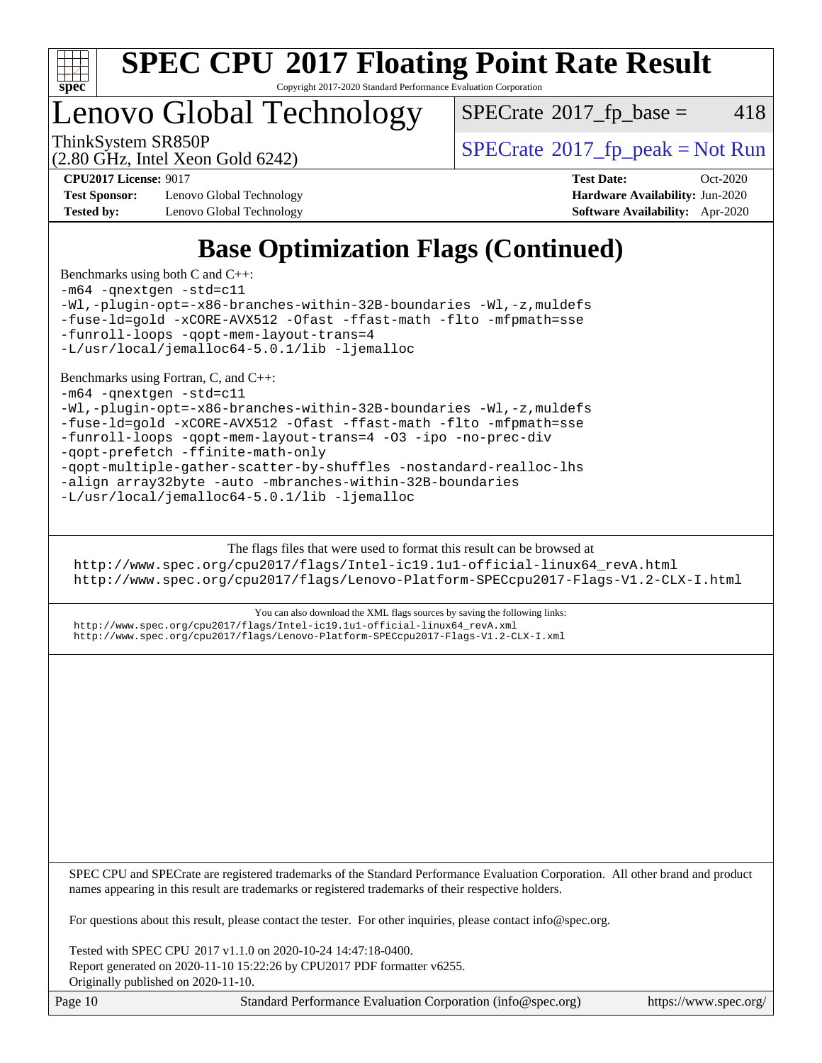# Base Optimization Flags (Continued)

Benchmarks using both C and C++:

```
-m64 -qnextgen -std=c11
-Wl,-plugin-opt=-x86-branches-within-32B-boundaries -Wl,-z,muldefs
-fuse-ld=gold -xCORE-AVX512 -Ofast -ffast-math -flto -mfpmath=sse
-funroll-loops -qopt-mem-layout-trans=4
-L/usr/local/jemalloc64-5.0.1/lib -ljemalloc
```

Benchmarks using Fortran, C, and C++:

```
-m64 -qnextgen -std=c11
-Wl,-plugin-opt=-x86-branches-within-32B-boundaries -Wl,-z,muldefs
-fuse-ld=gold -xCORE-AVX512 -Ofast -ffast-math -flto -mfpmath=sse
-funroll-loops -qopt-mem-layout-trans=4 -O3 -ipo -no-prec-div
-qopt-prefetch -ffinite-math-only
-qopt-multiple-gather-scatter-by-shuffles -nostandard-realloc-lhs
-align array32byte -auto -mbranches-within-32B-boundaries
-L/usr/local/jemalloc64-5.0.1/lib -ljemalloc
```

The flags files that were used to format this result can be browsed at

http://www.spec.org/cpu2017/flags/Intel-ic19.1u1-official-linux64_revA.html
http://www.spec.org/cpu2017/flags/Lenovo-Platform-SPECcpu2017-Flags-V1.2-CLX-I.html

You can also download the XML flags sources by saving the following links:

http://www.spec.org/cpu2017/flags/Intel-ic19.1u1-official-linux64_revA.xml
http://www.spec.org/cpu2017/flags/Lenovo-Platform-SPECcpu2017-Flags-V1.2-CLX-I.xml

SPEC CPU and SPECrate are registered trademarks of the Standard Performance Evaluation Corporation. All other brand and product names appearing in this result are trademarks or registered trademarks of their respective holders.

For questions about this result, please contact the tester. For other inquiries, please contact info@spec.org.

Tested with SPEC CPU 2017 v1.1.0 on 2020-10-24 14:47:18-0400.
Report generated on 2020-11-10 15:22:26 by CPU2017 PDF formatter v6255.
Originally published on 2020-11-10.